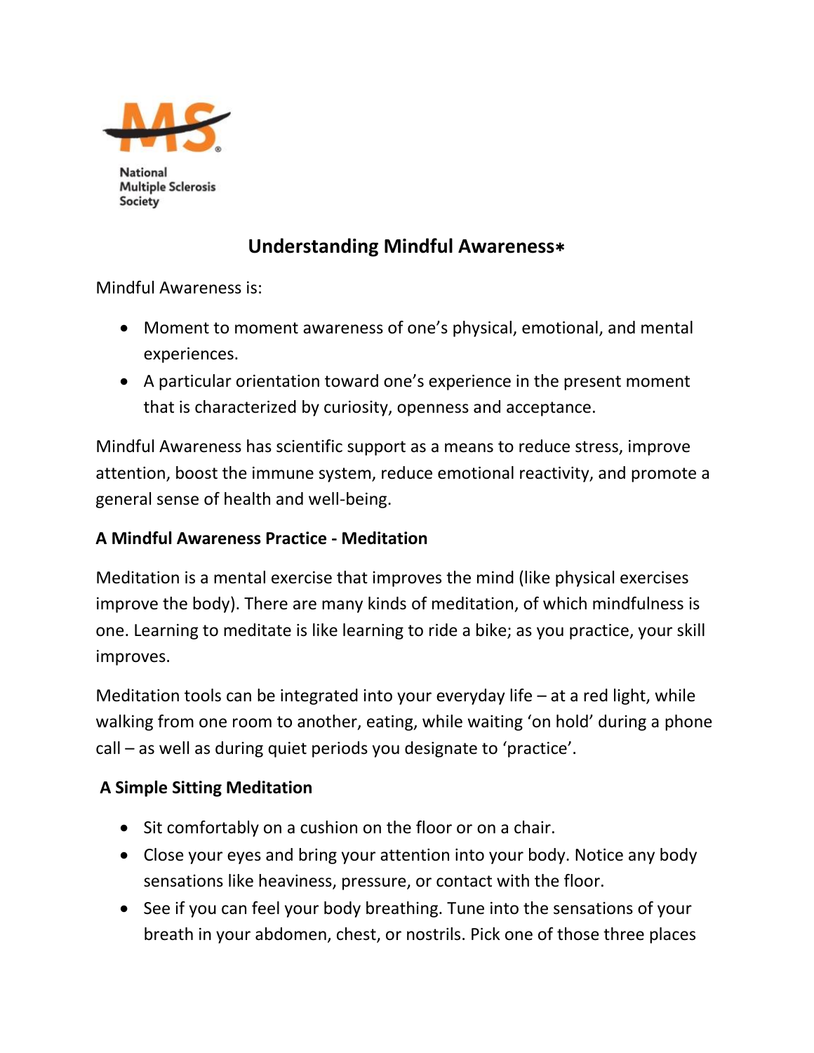National Multiple Sclerosis Society

# Understanding Mindful Awareness*

Mindful Awareness is:

- Moment to moment awareness of one's physical, emotional, and mental experiences.
- A particular orientation toward one's experience in the present moment that is characterized by curiosity, openness and acceptance.

Mindful Awareness has scientific support as a means to reduce stress, improve attention, boost the immune system, reduce emotional reactivity, and promote a general sense of health and well-being.

**A Mindful Awareness Practice - Meditation**

Meditation is a mental exercise that improves the mind (like physical exercises improve the body). There are many kinds of meditation, of which mindfulness is one. Learning to meditate is like learning to ride a bike; as you practice, your skill improves.

Meditation tools can be integrated into your everyday life – at a red light, while walking from one room to another, eating, while waiting 'on hold' during a phone call – as well as during quiet periods you designate to 'practice'.

**A Simple Sitting Meditation**

- Sit comfortably on a cushion on the floor or on a chair.
- Close your eyes and bring your attention into your body. Notice any body sensations like heaviness, pressure, or contact with the floor.
- See if you can feel your body breathing. Tune into the sensations of your breath in your abdomen, chest, or nostrils. Pick one of those three places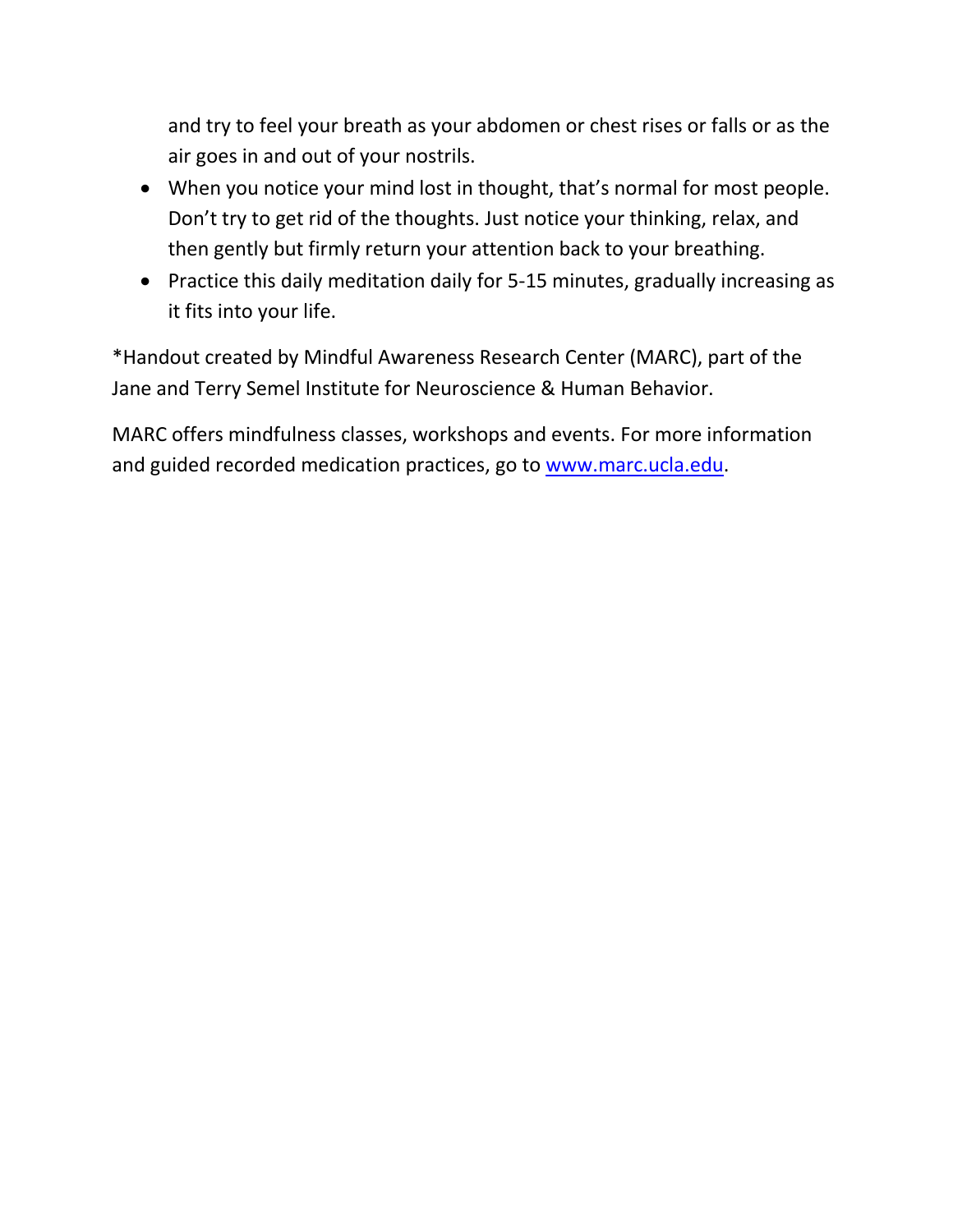and try to feel your breath as your abdomen or chest rises or falls or as the air goes in and out of your nostrils.

- When you notice your mind lost in thought, that's normal for most people. Don't try to get rid of the thoughts. Just notice your thinking, relax, and then gently but firmly return your attention back to your breathing.
- Practice this daily meditation daily for 5-15 minutes, gradually increasing as it fits into your life.

*Handout created by Mindful Awareness Research Center (MARC), part of the Jane and Terry Semel Institute for Neuroscience & Human Behavior.

MARC offers mindfulness classes, workshops and events. For more information and guided recorded medication practices, go to [www.marc.ucla.edu](http://www.marc.ucla.edu).